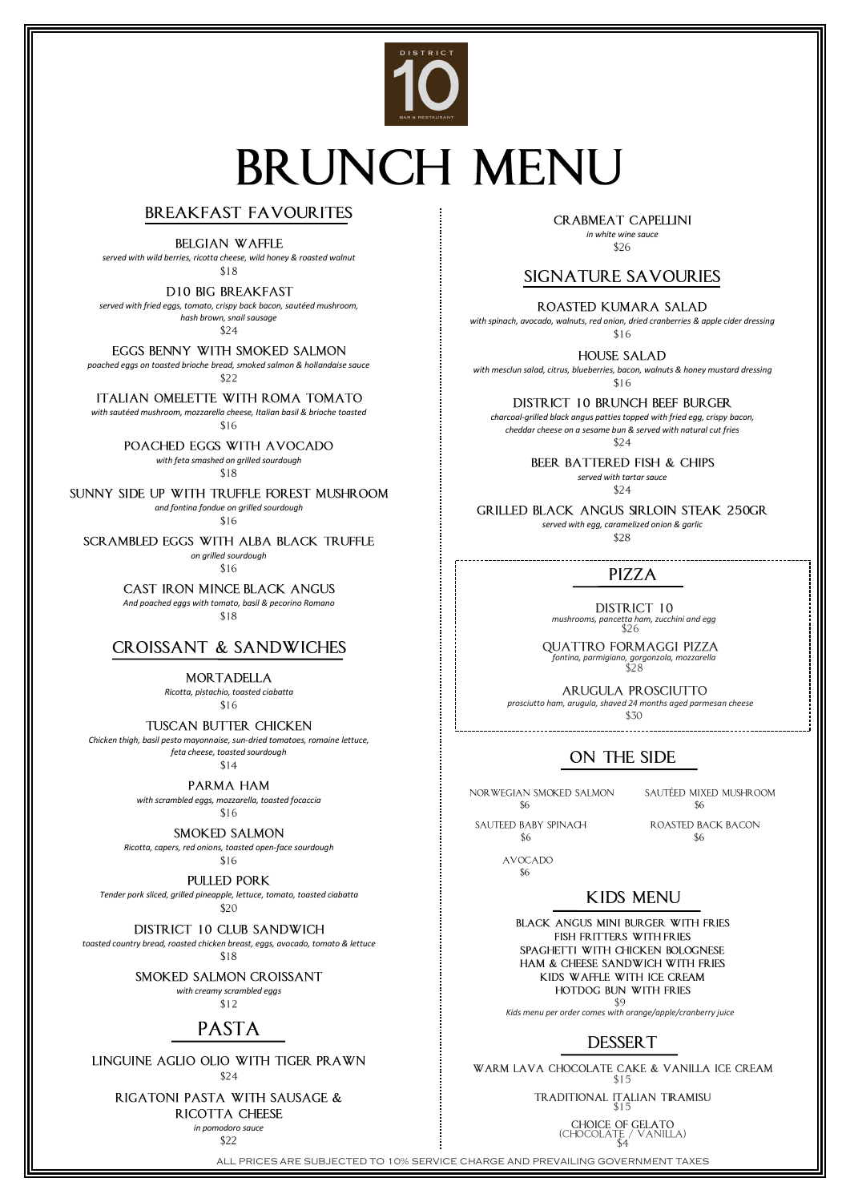DISTRICT 10 BAR & RESTAURANT

# BRUNCH MENU

## BREAKFAST FAVOURITES

**BELGIAN WAFFLE**
*served with wild berries, ricotta cheese, wild honey & roasted walnut*
$18

**D10 BIG BREAKFAST**
*served with fried eggs, tomato, crispy back bacon, sautéed mushroom, hash brown, snail sausage*
$24

**EGGS BENNY WITH SMOKED SALMON**
*poached eggs on toasted brioche bread, smoked salmon & hollandaise sauce*
$22

**ITALIAN OMELETTE WITH ROMA TOMATO**
*with sautéed mushroom, mozzarella cheese, Italian basil & brioche toasted*
$16

**POACHED EGGS WITH AVOCADO**
*with feta smashed on grilled sourdough*
$18

**SUNNY SIDE UP WITH TRUFFLE FOREST MUSHROOM**
*and fontina fondue on grilled sourdough*
$16

**SCRAMBLED EGGS WITH ALBA BLACK TRUFFLE**
*on grilled sourdough*
$16

**CAST IRON MINCE BLACK ANGUS**
*And poached eggs with tomato, basil & pecorino Romano*
$18

## CROISSANT & SANDWICHES

**MORTADELLA**
*Ricotta, pistachio, toasted ciabatta*
$16

**TUSCAN BUTTER CHICKEN**
*Chicken thigh, basil pesto mayonnaise, sun-dried tomatoes, romaine lettuce, feta cheese, toasted sourdough*
$14

**PARMA HAM**
*with scrambled eggs, mozzarella, toasted focaccia*
$16

**SMOKED SALMON**
*Ricotta, capers, red onions, toasted open-face sourdough*
$16

**PULLED PORK**
*Tender pork sliced, grilled pineapple, lettuce, tomato, toasted ciabatta*
$20

**DISTRICT 10 CLUB SANDWICH**
*toasted country bread, roasted chicken breast, eggs, avocado, tomato & lettuce*
$18

**SMOKED SALMON CROISSANT**
*with creamy scrambled eggs*
$12

## PASTA

**LINGUINE AGLIO OLIO WITH TIGER PRAWN**
$24

**RIGATONI PASTA WITH SAUSAGE & RICOTTA CHEESE**
*in pomodoro sauce*
$22

**CRABMEAT CAPELLINI**
*in white wine sauce*
$26

## SIGNATURE SAVOURIES

**ROASTED KUMARA SALAD**
*with spinach, avocado, walnuts, red onion, dried cranberries & apple cider dressing*
$16

**HOUSE SALAD**
*with mesclun salad, citrus, blueberries, bacon, walnuts & honey mustard dressing*
$16

**DISTRICT 10 BRUNCH BEEF BURGER**
*charcoal-grilled black angus patties topped with fried egg, crispy bacon, cheddar cheese on a sesame bun & served with natural cut fries*
$24

**BEER BATTERED FISH & CHIPS**
*served with tartar sauce*
$24

**GRILLED BLACK ANGUS SIRLOIN STEAK 250GR**
*served with egg, caramelized onion & garlic*
$28

## PIZZA

**DISTRICT 10**
*mushrooms, pancetta ham, zucchini and egg*
$26

**QUATTRO FORMAGGI PIZZA**
*fontina, parmigiano, gorgonzola, mozzarella*
$28

**ARUGULA PROSCIUTTO**
*prosciutto ham, arugula, shaved 24 months aged parmesan cheese*
$30

## ON THE SIDE

NORWEGIAN SMOKED SALMON $6

SAUTÉED MIXED MUSHROOM $6

SAUTEED BABY SPINACH $6

ROASTED BACK BACON $6

AVOCADO $6

## KIDS MENU

BLACK ANGUS MINI BURGER WITH FRIES
FISH FRITTERS WITH FRIES
SPAGHETTI WITH CHICKEN BOLOGNESE
HAM & CHEESE SANDWICH WITH FRIES
KIDS WAFFLE WITH ICE CREAM
HOTDOG BUN WITH FRIES
$9
*Kids menu per order comes with orange/apple/cranberry juice*

## DESSERT

**WARM LAVA CHOCOLATE CAKE & VANILLA ICE CREAM**
$15

**TRADITIONAL ITALIAN TIRAMISU**
$15

**CHOICE OF GELATO**
(CHOCOLATE / VANILLA)
$4

ALL PRICES ARE SUBJECTED TO 10% SERVICE CHARGE AND PREVAILING GOVERNMENT TAXES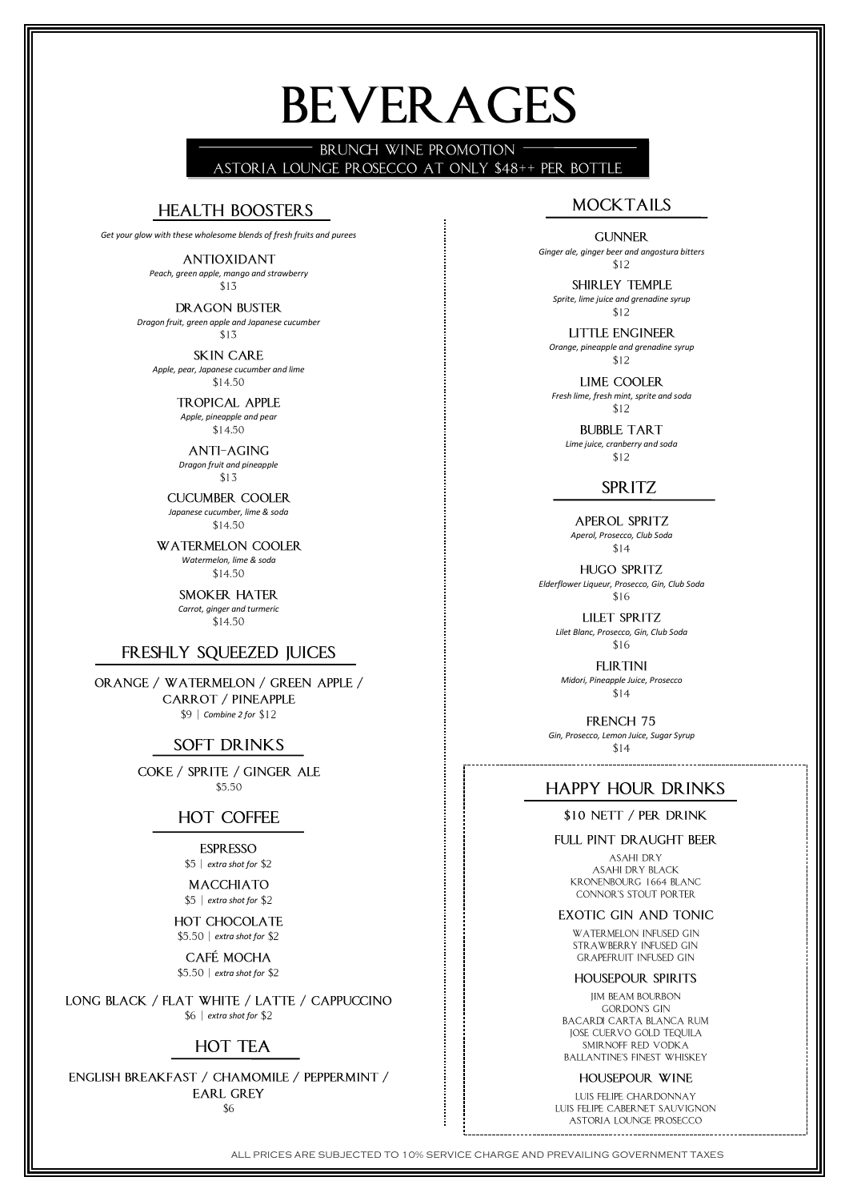# BEVERAGES

**BRUNCH WINE PROMOTION**
**ASTORIA LOUNGE PROSECCO AT ONLY $48++ PER BOTTLE**

## HEALTH BOOSTERS

*Get your glow with these wholesome blends of fresh fruits and purees*

**ANTIOXIDANT**
*Peach, green apple, mango and strawberry*
$13

**DRAGON BUSTER**
*Dragon fruit, green apple and Japanese cucumber*
$13

**SKIN CARE**
*Apple, pear, Japanese cucumber and lime*
$14.50

**TROPICAL APPLE**
*Apple, pineapple and pear*
$14.50

**ANTI-AGING**
*Dragon fruit and pineapple*
$13

**CUCUMBER COOLER**
*Japanese cucumber, lime & soda*
$14.50

**WATERMELON COOLER**
*Watermelon, lime & soda*
$14.50

**SMOKER HATER**
*Carrot, ginger and turmeric*
$14.50

## FRESHLY SQUEEZED JUICES

**ORANGE / WATERMELON / GREEN APPLE / CARROT / PINEAPPLE**
$9 | *Combine 2 for* $12

## SOFT DRINKS

**COKE / SPRITE / GINGER ALE**
$5.50

## HOT COFFEE

**ESPRESSO**
$5 | *extra shot for* $2

**MACCHIATO**
$5 | *extra shot for* $2

**HOT CHOCOLATE**
$5.50 | *extra shot for* $2

**CAFÉ MOCHA**
$5.50 | *extra shot for* $2

**LONG BLACK / FLAT WHITE / LATTE / CAPPUCCINO**
$6 | *extra shot for* $2

## HOT TEA

**ENGLISH BREAKFAST / CHAMOMILE / PEPPERMINT / EARL GREY**
$6

## MOCKTAILS

**GUNNER**
*Ginger ale, ginger beer and angostura bitters*
$12

**SHIRLEY TEMPLE**
*Sprite, lime juice and grenadine syrup*
$12

**LITTLE ENGINEER**
*Orange, pineapple and grenadine syrup*
$12

**LIME COOLER**
*Fresh lime, fresh mint, sprite and soda*
$12

**BUBBLE TART**
*Lime juice, cranberry and soda*
$12

## SPRITZ

**APEROL SPRITZ**
*Aperol, Prosecco, Club Soda*
$14

**HUGO SPRITZ**
*Elderflower Liqueur, Prosecco, Gin, Club Soda*
$16

**LILET SPRITZ**
*Lilet Blanc, Prosecco, Gin, Club Soda*
$16

**FLIRTINI**
*Midori, Pineapple Juice, Prosecco*
$14

**FRENCH 75**
*Gin, Prosecco, Lemon Juice, Sugar Syrup*
$14

## HAPPY HOUR DRINKS

**$10 NETT / PER DRINK**

### FULL PINT DRAUGHT BEER

ASAHI DRY
ASAHI DRY BLACK
KRONENBOURG 1664 BLANC
CONNOR'S STOUT PORTER

### EXOTIC GIN AND TONIC

WATERMELON INFUSED GIN
STRAWBERRY INFUSED GIN
GRAPEFRUIT INFUSED GIN

### HOUSEPOUR SPIRITS

JIM BEAM BOURBON
GORDON'S GIN
BACARDI CARTA BLANCA RUM
JOSE CUERVO GOLD TEQUILA
SMIRNOFF RED VODKA
BALLANTINE'S FINEST WHISKEY

### HOUSEPOUR WINE

LUIS FELIPE CHARDONNAY
LUIS FELIPE CABERNET SAUVIGNON
ASTORIA LOUNGE PROSECCO

ALL PRICES ARE SUBJECTED TO 10% SERVICE CHARGE AND PREVAILING GOVERNMENT TAXES